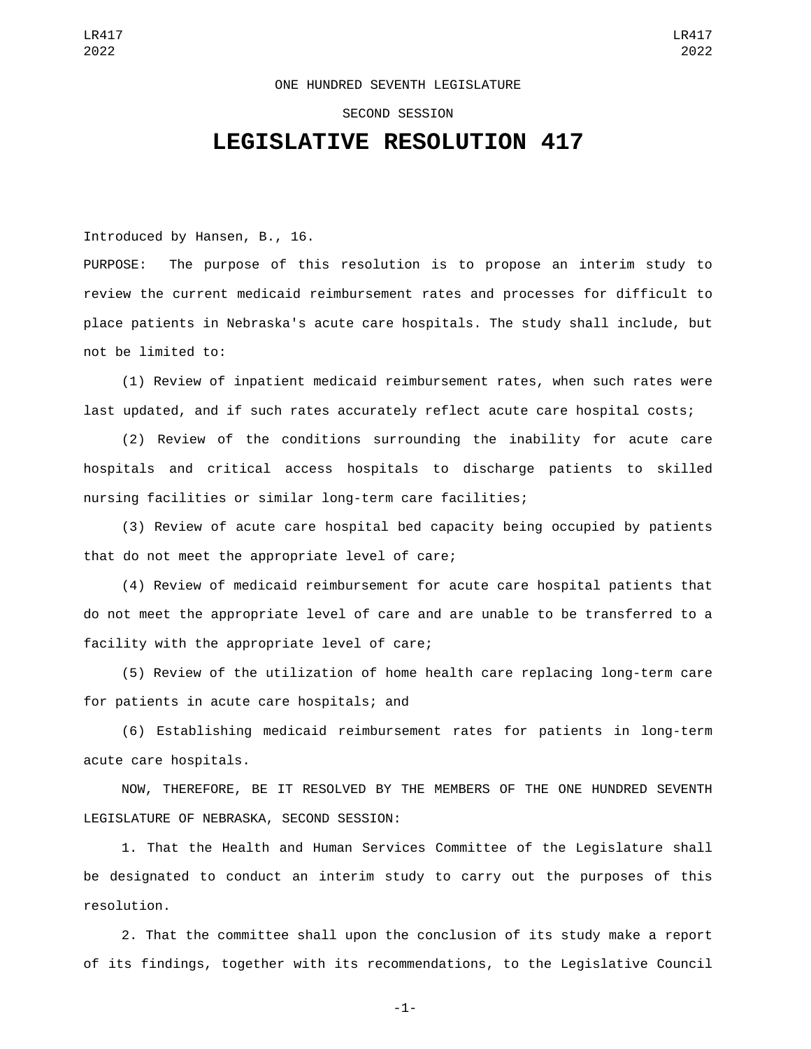ONE HUNDRED SEVENTH LEGISLATURE

SECOND SESSION

# LEGISLATIVE RESOLUTION 417

Introduced by Hansen, B., 16.

PURPOSE: The purpose of this resolution is to propose an interim study to review the current medicaid reimbursement rates and processes for difficult to place patients in Nebraska's acute care hospitals. The study shall include, but not be limited to:

(1) Review of inpatient medicaid reimbursement rates, when such rates were last updated, and if such rates accurately reflect acute care hospital costs;

(2) Review of the conditions surrounding the inability for acute care hospitals and critical access hospitals to discharge patients to skilled nursing facilities or similar long-term care facilities;

(3) Review of acute care hospital bed capacity being occupied by patients that do not meet the appropriate level of care;

(4) Review of medicaid reimbursement for acute care hospital patients that do not meet the appropriate level of care and are unable to be transferred to a facility with the appropriate level of care;

(5) Review of the utilization of home health care replacing long-term care for patients in acute care hospitals; and

(6) Establishing medicaid reimbursement rates for patients in long-term acute care hospitals.

NOW, THEREFORE, BE IT RESOLVED BY THE MEMBERS OF THE ONE HUNDRED SEVENTH LEGISLATURE OF NEBRASKA, SECOND SESSION:

1. That the Health and Human Services Committee of the Legislature shall be designated to conduct an interim study to carry out the purposes of this resolution.

2. That the committee shall upon the conclusion of its study make a report of its findings, together with its recommendations, to the Legislative Council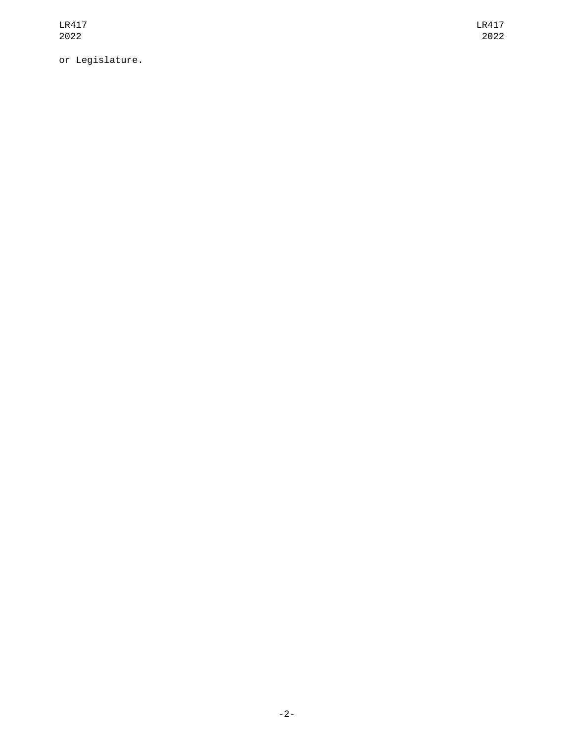or Legislature.